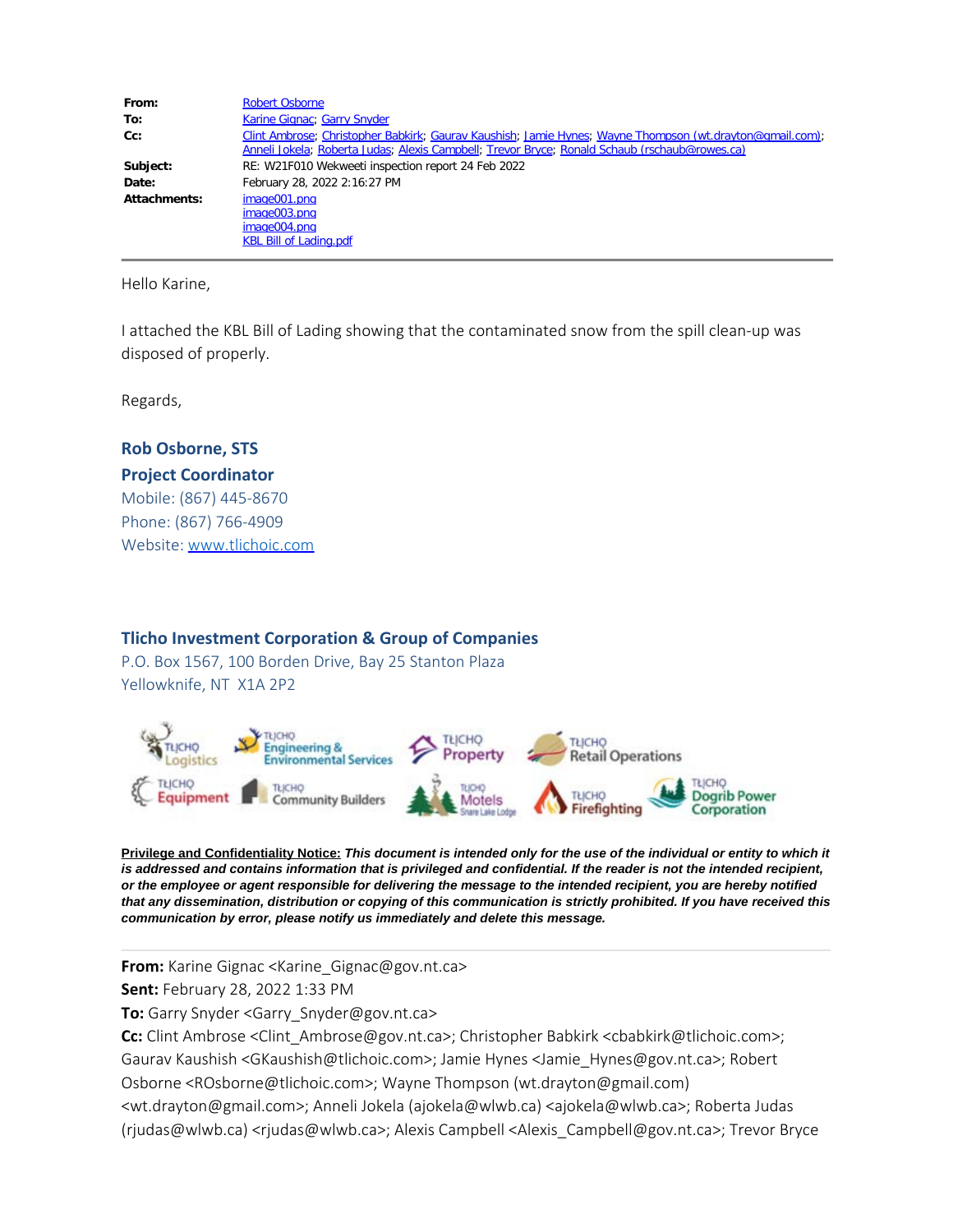| | |
|---|---|
| **From:** | Robert Osborne |
| **To:** | Karine Gignac; Garry Snyder |
| **Cc:** | Clint Ambrose; Christopher Babkirk; Gaurav Kaushish; Jamie Hynes; Wayne Thompson (wt.drayton@gmail.com); Anneli Jokela; Roberta Judas; Alexis Campbell; Trevor Bryce; Ronald Schaub (rschaub@rowes.ca) |
| **Subject:** | RE: W21F010 Wekweeti inspection report 24 Feb 2022 |
| **Date:** | February 28, 2022 2:16:27 PM |
| **Attachments:** | image001.png<br>image003.png<br>image004.png<br>KBL Bill of Lading.pdf |

Hello Karine,

I attached the KBL Bill of Lading showing that the contaminated snow from the spill clean-up was disposed of properly.

Regards,

**Rob Osborne, STS**

**Project Coordinator**

Mobile: (867) 445-8670

Phone: (867) 766-4909

Website: www.tlichoic.com

**Tlicho Investment Corporation & Group of Companies**

P.O. Box 1567, 100 Borden Drive, Bay 25 Stanton Plaza

Yellowknife, NT X1A 2P2

Tłįchǫ Logistics · Tłįchǫ Engineering & Environmental Services · Tłįchǫ Property · Tłįchǫ Retail Operations · Tłįchǫ Equipment · Tłįchǫ Community Builders · Tłįchǫ Motels Snare Lake Lodge · Tłįchǫ Firefighting · Tłįchǫ Dogrib Power Corporation

__Privilege and Confidentiality Notice:__ ***This document is intended only for the use of the individual or entity to which it is addressed and contains information that is privileged and confidential. If the reader is not the intended recipient, or the employee or agent responsible for delivering the message to the intended recipient, you are hereby notified that any dissemination, distribution or copying of this communication is strictly prohibited. If you have received this communication by error, please notify us immediately and delete this message.***

---

**From:** Karine Gignac <Karine_Gignac@gov.nt.ca>
**Sent:** February 28, 2022 1:33 PM
**To:** Garry Snyder <Garry_Snyder@gov.nt.ca>
**Cc:** Clint Ambrose <Clint_Ambrose@gov.nt.ca>; Christopher Babkirk <cbabkirk@tlichoic.com>; Gaurav Kaushish <GKaushish@tlichoic.com>; Jamie Hynes <Jamie_Hynes@gov.nt.ca>; Robert Osborne <ROsborne@tlichoic.com>; Wayne Thompson (wt.drayton@gmail.com) <wt.drayton@gmail.com>; Anneli Jokela (ajokela@wlwb.ca) <ajokela@wlwb.ca>; Roberta Judas (rjudas@wlwb.ca) <rjudas@wlwb.ca>; Alexis Campbell <Alexis_Campbell@gov.nt.ca>; Trevor Bryce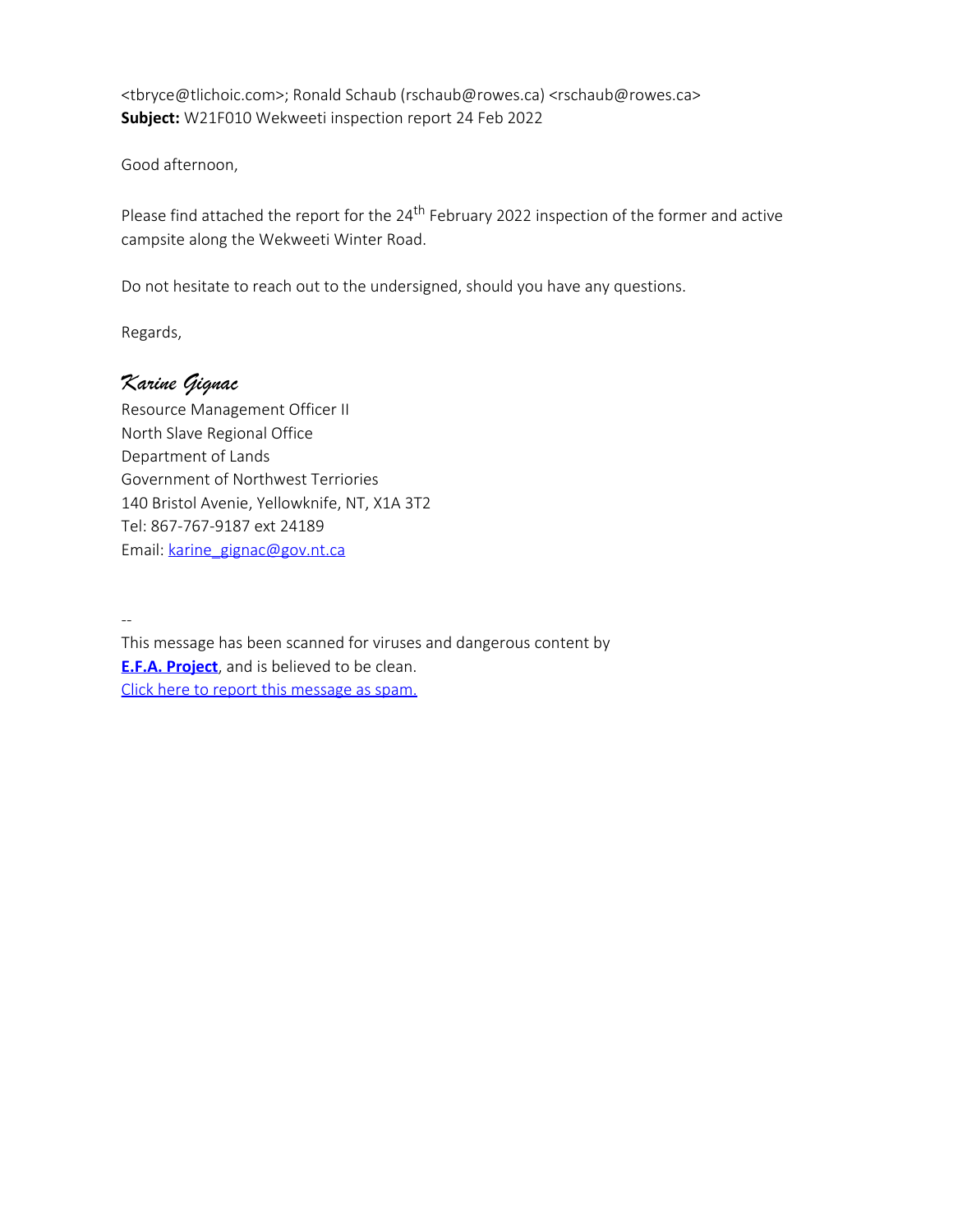<tbryce@tlichoic.com>; Ronald Schaub (rschaub@rowes.ca) <rschaub@rowes.ca>
**Subject:** W21F010 Wekweeti inspection report 24 Feb 2022

Good afternoon,

Please find attached the report for the 24th February 2022 inspection of the former and active campsite along the Wekweeti Winter Road.

Do not hesitate to reach out to the undersigned, should you have any questions.

Regards,

*Karine Gignac*
Resource Management Officer II
North Slave Regional Office
Department of Lands
Government of Northwest Terriories
140 Bristol Avenie, Yellowknife, NT, X1A 3T2
Tel: 867-767-9187 ext 24189
Email: karine_gignac@gov.nt.ca

--
This message has been scanned for viruses and dangerous content by **E.F.A. Project**, and is believed to be clean.
Click here to report this message as spam.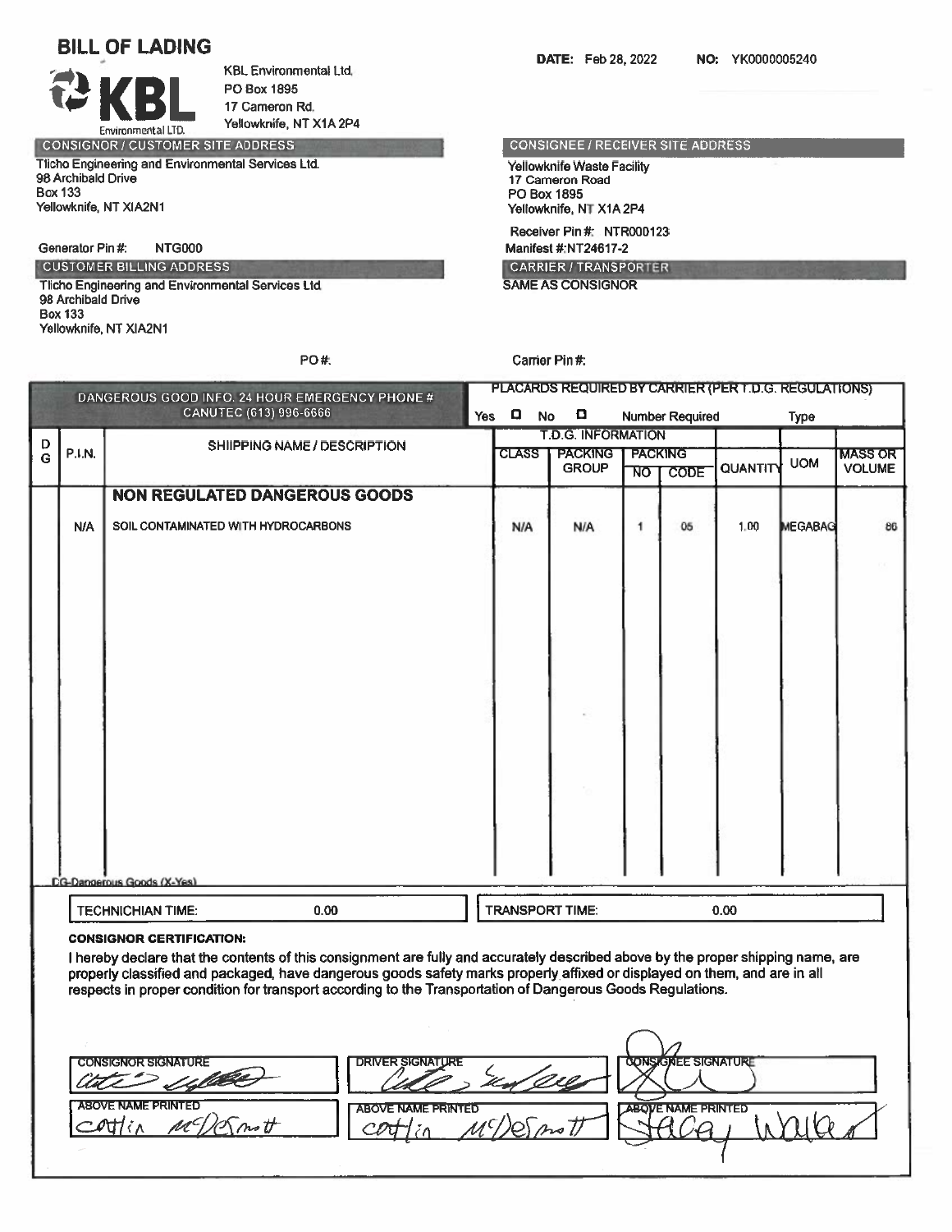# BILL OF LADING

KBL Environmental LTD.

KBL Environmental Ltd.
PO Box 1895
17 Cameron Rd.
Yellowknife, NT X1A 2P4

**DATE:** Feb 28, 2022 **NO:** YK0000005240

**CONSIGNOR / CUSTOMER SITE ADDRESS**

Tlicho Engineering and Environmental Services Ltd.
98 Archibald Drive
Box 133
Yellowknife, NT XIA2N1

Generator Pin #: NTG000

**CONSIGNEE / RECEIVER SITE ADDRESS**

Yellowknife Waste Facility
17 Cameron Road
PO Box 1895
Yellowknife, NT X1A 2P4

Receiver Pin #: NTR000123
Manifest #: NT24617-2

**CUSTOMER BILLING ADDRESS**

Tlicho Engineering and Environmental Services Ltd.
98 Archibald Drive
Box 133
Yellowknife, NT XIA2N1

**CARRIER / TRANSPORTER**

SAME AS CONSIGNOR

PO #:

Carrier Pin #:

DANGEROUS GOOD INFO. 24 HOUR EMERGENCY PHONE # CANUTEC (613) 996-6666

PLACARDS REQUIRED BY CARRIER (PER T.D.G. REGULATIONS) Yes ☐ No ☐ Number Required Type

| DG | P.I.N. | SHIIPPING NAME / DESCRIPTION | T.D.G. INFORMATION CLASS | PACKING GROUP | PACKING NO | PACKING CODE | QUANTITY | UOM | MASS OR VOLUME |
|---|---|---|---|---|---|---|---|---|---|
| | | **NON REGULATED DANGEROUS GOODS** | | | | | | | |
| | N/A | SOIL CONTAMINATED WITH HYDROCARBONS | N/A | N/A | 1 | 05 | 1.00 | MEGABAG | 86 |

DG-Dangerous Goods (X-Yes)

TECHNICHIAN TIME: 0.00

TRANSPORT TIME: 0.00

**CONSIGNOR CERTIFICATION:**

I hereby declare that the contents of this consignment are fully and accurately described above by the proper shipping name, are properly classified and packaged, have dangerous goods safety marks properly affixed or displayed on them, and are in all respects in proper condition for transport according to the Transportation of Dangerous Goods Regulations.

| CONSIGNOR SIGNATURE | DRIVER SIGNATURE | CONSIGNEE SIGNATURE |
|---|---|---|
| (signed) | (signed) | (signed) |
| **ABOVE NAME PRINTED** | **ABOVE NAME PRINTED** | **ABOVE NAME PRINTED** |
| Catlin McDermott | Catlin McDermott | Stacey Walker |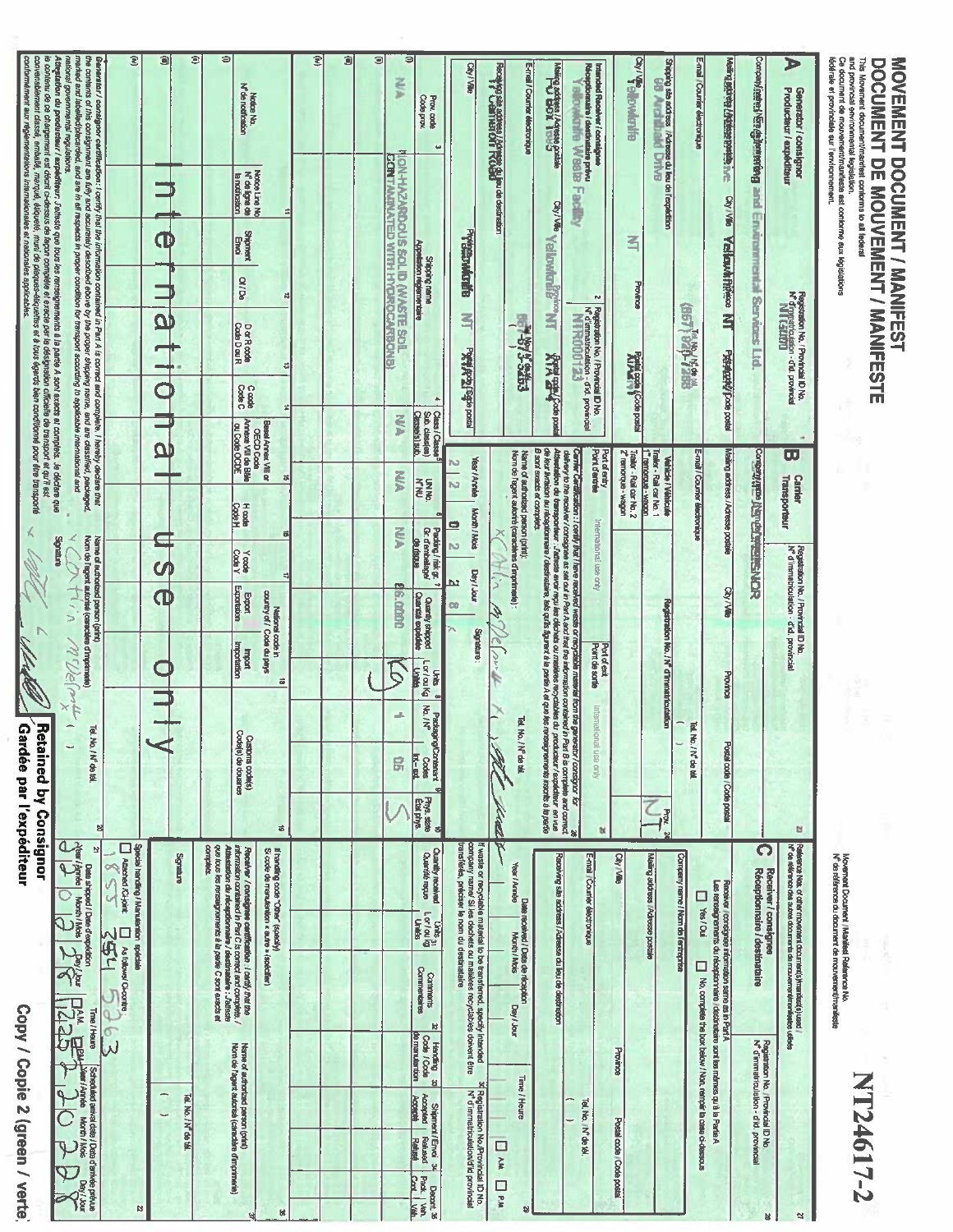# MOVEMENT DOCUMENT / MANIFEST
# DOCUMENT DE MOUVEMENT / MANIFESTE

This Movement document/manifest conforms to all federal and provincial environmental legislation.
Ce document de mouvement/manifeste est conforme aux législations fédérale et provinciale sur l'environnement.

Movement Document / Manifest Reference No.
N° de référence du document de mouvement/manifeste

**NT24617-2**

## A Generator / consignor — Producteur / expéditeur

Company name / Nom de l'entreprise: Nehtruh Engineering and Environmental Services Ltd.
Registration No. / Provincial ID No. — N° d'immatriculation - d'id. provincial: NTG5070
Mailing address / Adresse postale: Nehtruh Inc.
City / Ville: Yellowknife
Province: NT
Postal code / Code postal:
Tel. No. / N° de tél.: (867) 873-7288
E-mail / Courrier électronique:
Shipping site address / Adresse du lieu de l'expédition: 96 Archibald Drive
City / Ville: Yellowknife
Province: NT

Intended Receiver / consignee — Réceptionnaire / destinataire prévu: Yellowknife Waste Facility
Registration No. / Provincial ID No. — N° d'immatriculation - d'id. provincial: NTR000123
Mailing address / Adresse postale: PO Box 1655
City / Ville: Yellowknife
Province: NT
Postal code / Code postal: X1A 2P4
Tel. No. / N° de tél.: 867-873-5263
E-mail / Courrier électronique:
Receiving site address / Adresse du lieu de destination: 17 Cameron Road
City / Ville: Yellowknife
Province: NT
Postal code / Code postal: X1A 2P4

| Prov. code / Code prov. | Shipping name / Appellation réglementaire | Class / Classe, Sub. class(es) / Sous-classe(s) subs. | UN No. / N° NU | Packing group / Groupe d'emballage | Quantity shipped / Quantité expédiée | Units L or Kg / L ou kg | Packaging/Container No. / N° | Codes | Phys. state / État phys. |
|---|---|---|---|---|---|---|---|---|---|
| N/A | NON-HAZARDOUS SOLID (WASTE SOIL CONTAMINATED WITH HYDROCARBONS) | N/A | N/A | N/A | 16,000 | Kg | 1 | 05 | S |

| Notice No. / N° de notification | Notice Line No. / N° de ligne de la notification | Shipment / Envoi | Of / De | D or R code / Code D ou R | C code / Code C | Basel Annex VIII or OECD Code | H code / Code H | Y code / Code Y | Export / Exportation | Import / Importation | Customs code(s) / Code(s) de douanes |
|---|---|---|---|---|---|---|---|---|---|---|---|
| International use only | | | | | | | | | | | |

Generator / consignor certification: I certify that the information contained in Part A is correct and complete. I hereby declare that the contents of this consignment are fully and accurately described above by the proper shipping name, and are classified, packaged, marked and labelled/placarded, and are in all respects in proper condition for transport according to applicable international and national governmental regulations.
Attestation du producteur / expéditeur : J'atteste que tous les renseignements à la partie A sont exacts et complets. Je déclare que le contenu de ce chargement est décrit ci-dessus de façon complète et exacte par la désignation officielle de transport, et qu'il est convenablement classé, emballé, marqué, étiqueté, muni de plaques-étiquettes et à tous égards bien conditionné pour être transporté conformément aux réglementations internationales et nationales applicables.

Name of authorized person (print) / Nom de l'agent autorisé (caractères d'imprimerie): Caitlin McDermott
Tel. No. / N° de tél.:
Signature: [signature]

Date shipped / Date d'expédition: Year / Année 2022, Month / Mois 02, Day / Jour 28
Time / Heure: 12:25 P.M.
Scheduled arrival date / Date d'arrivée prévue: Year / Année 2022, Month / Mois 02, Day / Jour 28

Special handling / Manutention spéciale: Attached / Ci-joint; As follows / Ci-contre: 1855 354 5263

## B Carrier — Transporteur

Company name / Nom de l'entreprise: Nehtruh NOR
Registration No. / Provincial ID No. — N° d'immatriculation - d'id. provincial:
Mailing address / Adresse postale:
E-mail / Courrier électronique:
Vehicle / Véhicule — Registration No. / N° d'immatriculation
Prov.: NT
Port of entry / Port d'entrée: International use only
Port of exit / Port de sortie: International use only

Carrier Certification: I certify that I have received waste or recyclable material from the generator / consignor for delivery to the receiver / consignee as set out in Part A and that the information contained in Part B is complete and correct.
Attestation du transporteur : J'atteste avoir reçu les déchets ou matières recyclables du producteur / expéditeur en vue de leur livraison au réceptionnaire / destinataire, tels qu'ils figurent à la partie A et que les renseignements inscrits à la partie B sont exacts et complets.

Name of authorized person (print) / Nom de l'agent autorisé (caractères d'imprimerie): Caitlin McDermott
Signature: [signature]
Year / Année: 22, Month / Mois: 02, Day / Jour: 28

## C Receiver / consignee — Réceptionnaire / destinataire

Registration No. / Provincial ID No. — N° d'immatriculation - d'id. provincial:
Receiver / consignee information same as in Part A: ☐ Yes / Oui ☐ No, complete the box below / Non, remplir la case ci-dessous

Company name / Nom de l'entreprise:
Mailing address / Adresse postale:
City / Ville: Province: Postal code / Code postal:
E-mail / Courrier électronique: Tel. No. / N° de tél.:
Receiving site address / Adresse du lieu de destination:
Date received / Date de réception: Year / Année, Month / Mois, Day / Jour — Time / Heure: ☐ A.M. ☐ P.M.

If waste or recyclable material is to be transferred, specify intended company name / Si les déchets ou les matières recyclables doivent être transférés, préciser le nom du destinataire:
Registration No./Provincial ID No. / N° d'immatriculation/d'id. provincial:

| Quantity received / Quantité reçue | Units L or Kg | Comments / Commentaires | Handling Code / Code de manutention | Shipment Accepted / Refused | Discrepancy Pack. / Vol. |
|---|---|---|---|---|---|
| | | | | | |

If handling code "Other" (specify) / Si code de manutention « autre » (spécifier):

Receiver / consignee certification: I certify that the information contained in Part C is correct and complete.
Attestation du réceptionnaire / destinataire : J'atteste que tous les renseignements à la partie C sont exacts et complets.

Name of authorized person (print) / Nom de l'agent autorisé (caractères d'imprimerie):
Tel. No. / N° de tél.:
Signature:

**Retained by Consignor / Gardée par l'expéditeur**

Copy / Copie 2 (green / verte)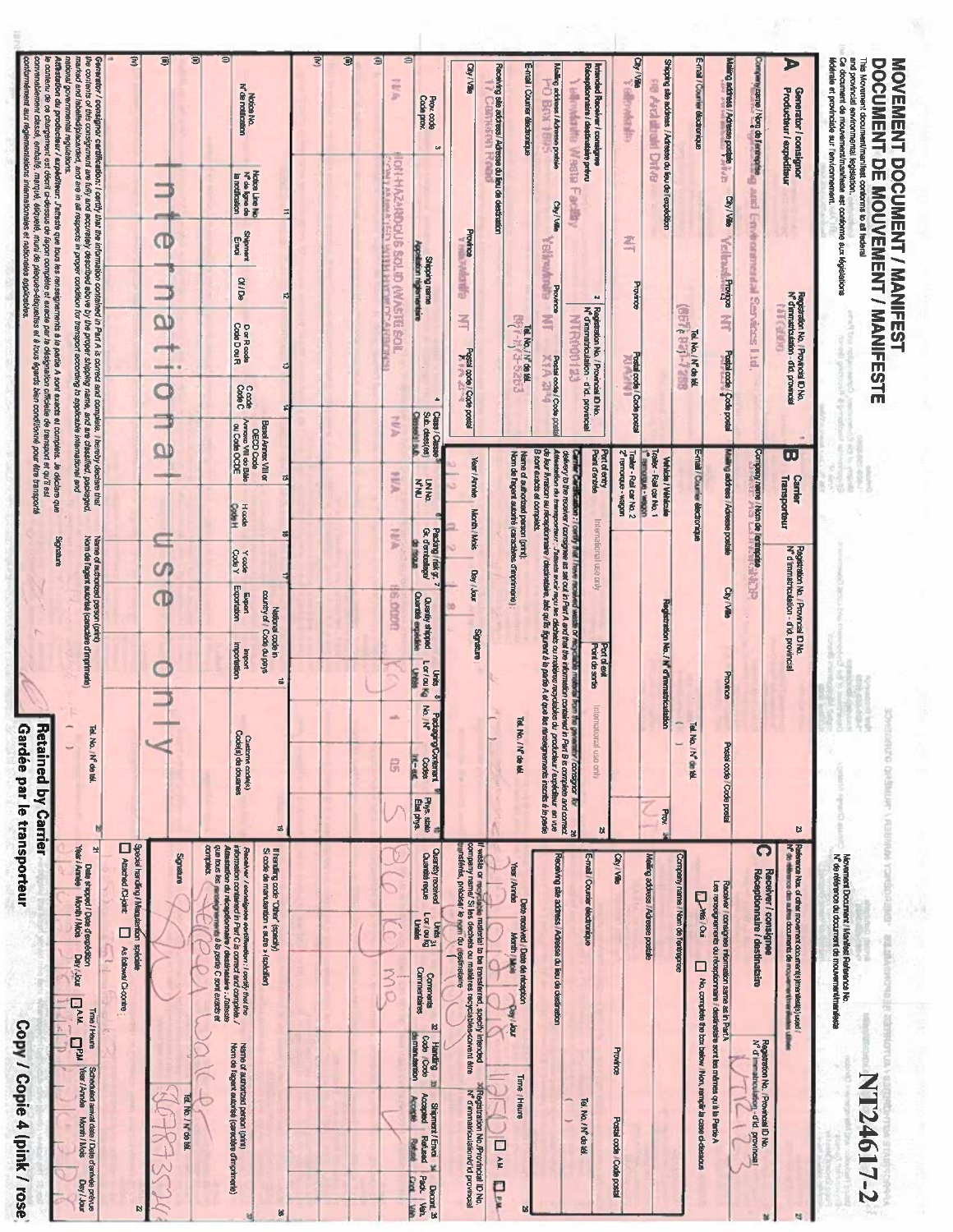# MOVEMENT DOCUMENT / MANIFEST
# DOCUMENT DE MOUVEMENT / MANIFESTE

This Movement document/manifest conforms to all federal and provincial environmental legislation.
Ce document de mouvement/manifeste est conforme aux législations fédérale et provinciale sur l'environnement.

**NT24617-2**

Movement Document / Manifest Reference No.
N° de référence du document de mouvement/manifeste

## A Generator / consignor — Producteur / expéditeur

Registration No. / Provincial ID No. — N° d'immatriculation - d'id. provincial: NTG...

Company name / Nom de l'entreprise: ...ing and Environmental Services Ltd.

Mailing address / Adresse postale: ... City / Ville: Yellowknife Province: NT Postal code / Code postal

E-mail / Courrier électronique — Tel. No. / N° de tél. (867) 8...-7288

Shipping site address / Adresse du lieu de l'expédition: ...ead Drive

City / Ville: Yellowknife Province: NT Postal code / Code postal: X1A 2...

Intended Receiver / consignee — Réceptionnaire / destinataire prévu: Yellowknife Waste Facility

Registration No. / Provincial ID No.: NTR... 123

Mailing address / Adresse postale: PO Box 1805 City / Ville: Yellowknife Province: NT Postal code / Code postal: X1A 2N4

E-mail / Courrier électronique — Tel. No. / N° de tél. (867) 4...-5...

Receiving site address / Adresse du lieu de destination: 17 Cameron Road

City / Ville: Yellowknife Province: NT Postal code / Code postal

| Notice No. / N° de notification | Notice Line No. / N° de ligne de la notification | Shipment / Envoi | Of / De | Shipping name / Appellation réglementaire | D or R code / Code D ou R | C code / Code C | Basel Annex VIII or OECD Code / Annexe VIII de Bâle ou Code OCDE | H code / Code H | Y code / Code Y | Class / Classe | UN No. / N° NU | Packing group / Gr. d'emballage | Quantity shipped / Quantité expédiée | Units / Unités | Packaging/Container No. | Codes | Phys. state / État phys. |
|---|---|---|---|---|---|---|---|---|---|---|---|---|---|---|---|---|---|
| N/A | | | | NON-HAZARDOUS SOLID (WASTE SOIL CONTAMINATED WITH HYDROCARBONS) | | | | | | N/A | N/A | N/A | 16,000 | Kg | 1 | 05 | S |

(i) (ii) (iii) (iv)

Generator / consignor certification: I certify that the information contained in Part A is correct and complete. I hereby declare that the contents of this consignment are fully and accurately described above by the proper shipping name, and are classified, packaged, marked and labelled/placarded, and are in all respects in proper condition for transport according to applicable international and national governmental regulations.

Attestation du producteur / expéditeur : J'atteste que tous les renseignements à la partie A sont exacts et complets. Je déclare que le contenu de ce chargement est décrit ci-dessus de façon complète et exacte par la désignation officielle de transport et qu'il est convenablement classé, emballé, marqué, étiqueté, muni de plaques-étiquettes et à tous égards bien conditionné pour être transporté conformément aux réglementations internationales et nationales applicables.

Name of authorized person (print) / Nom de l'agent autorisé (caractères d'imprimerie) — Signature — Tel. No. / N° de tél.

## B Carrier — Transporteur

Registration No. / Provincial ID No. — N° d'immatriculation - d'id. provincial

Company name / Nom de l'entreprise — Mailing address / Adresse postale — City / Ville — Province — Postal code / Code postal — E-mail / Courrier électronique — Tel. No. / N° de tél.

Vehicle / Véhicule — Registration No. / N° d'immatriculation — Prov. NT

Port of entry / Point d'entrée — Port of exit / Point de sortie — International use only

Carrier Certification: I certify that I have received waste or recyclable material from the generator / consignor for delivery to the receiver / consignee as set out in Part A, and that the information contained in Part B is complete and correct.

Name of authorized person (print) — Signature — Tel. No.

Year / Année — Month / Mois — Day / Jour: 2 0 1 8 ... 8

## C Receiver / consignee — Réceptionnaire / destinataire

Registration No. / Provincial ID No.: NTR123

Receiver / consignee information same as in Part A: ☐ Yes / Oui ☐ No, complete the box below

Date received / Date de réception: 2018 ... Time / Heure: 11:50 ☐ AM ☐ PM

Quantity received / Quantité reçue: 16 Units: Kg — Comments: ms

Receiver / consignee certification: I certify that the information contained in Part C is correct and complete.

Name of authorized person (print): Sereen Walker — Signature — Tel. No.: 867 873 ...

Special handling / Manutention spéciale: ☐ Attached / Ci-joint ☐ As follows / Ci-contre

**Retained by Carrier / Gardée par le transporteur**

**Copy / Copie 4 (pink / rose)**

International use only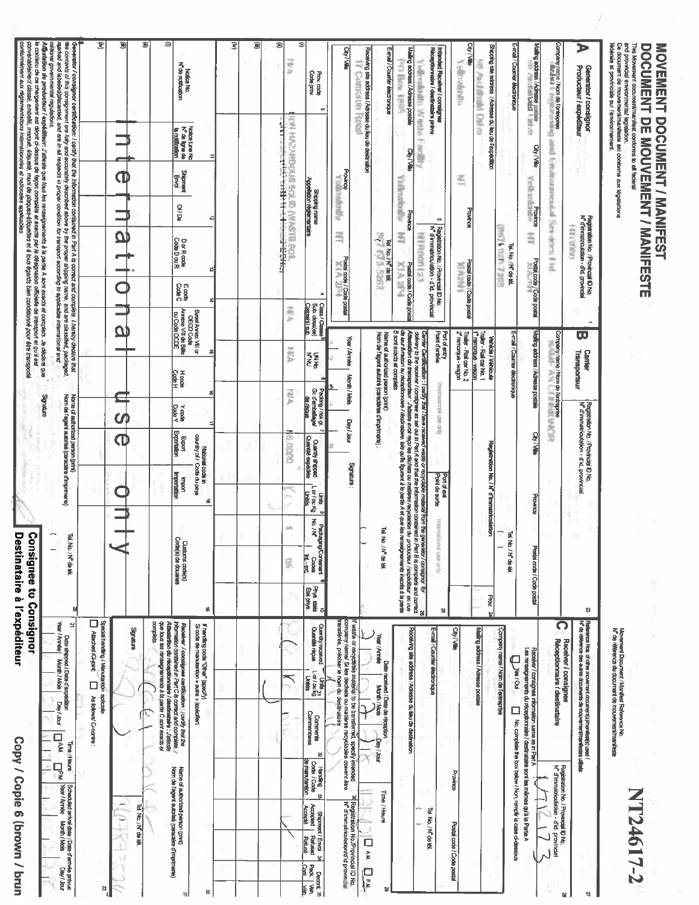# MOVEMENT DOCUMENT / MANIFEST
# DOCUMENT DE MOUVEMENT / MANIFESTE

This Movement Document/manifest conforms to all federal and provincial environmental legislation.
Ce document de mouvement/manifeste est conforme aux législations fédérale et provinciale sur l'environnement.

Movement Document / Manifest Reference No.
N° de référence du document de mouvement/manifeste

**NT24617-2**

## A Generator / consignor / Producteur / expéditeur

| | |
|---|---|
| Company name / Nom de l'entreprise | Registration No. / Provincial ID No. / N° d'immatriculation - d'id. provincial (1) |
| Mailing address / Adresse postale | City / Ville: Yellowknife · Province: NT · Postal code / Code postal: X1A 2N |
| E-mail / Courrier électronique | Tel. No. / N° de tél. |
| Shipping site address / Adresse du lieu de l'expédition | City / Ville: Yellowknife · Province: NT |
| Intended Receiver / consignee / Réceptionnaire / destinataire prévu | 2 Registration No. / Provincial ID No. / N° d'immatriculation - d'id. provincial: NTR000123 |
| Mailing address / Adresse postale: Yellowknife Waste Facility | City / Ville: Yellowknife · Province: NT · Postal code / Code postal: X1A 2N |
| E-mail / Courrier électronique | Tel. No. / N° de tél. |
| Receiving site address / Adresse du lieu de destination | City / Ville: Yellowknife · Province: NT · Postal code / Code postal: X1A 2N |

| | Shipping name / Appellation réglementaire | Class / Classe, Sub. class(es) / Classe(s) sub. (4) | UN No. / N° NU (5) | Packing / risk gr. / Gr. d'emballage/de risque (6) | Quantity shipped / Quantité expédiée (7) | Units / L or / ou Kg / Unités (8) | Packaging/Container No. / N° (9) | Codes / Int. ext. | Phys. state / État phys. (10) |
|---|---|---|---|---|---|---|---|---|---|
| (i) | NON-HAZARDOUS SOLID (WASTE SOIL) | N/A | N/A | N/A | 15,000 | Kg | 1 | | S |
| (ii) | | | | | | | | | |
| (iii) | | | | | | | | | |
| (iv) | | | | | | | | | |

| Notice No. / N° de notification | Notice Line No. / N° de ligne de la notification (11) | Shipment / Envoi (12) | Of / De | D or R code / Code D ou R (13) | C code / Code C (14) | Basel Annex VIII or OECD Code / Annexe VIII de Bâle ou Code OCDE (15) | H code / Code H | Y code / Code Y (16) | National code in country of / Code du pays: Export / Exportation · Import / Importation | Customs code(s) / Code(s) de douanes |
|---|---|---|---|---|---|---|---|---|---|---|
| (i) | | | | | | | | | | |
| (ii) | | | | | | | | | | |
| (iii) | | | | | | | | | | |
| (iv) | | | | | | | | | | |

International use only

Generator / consignor certification: I certify that the information contained in Part A is correct and complete. I hereby declare that the contents of this consignment are fully and accurately described above by the proper shipping name, and are classified, packaged, marked and labelled/placarded, and are in all respects in proper condition for transport according to applicable international and national governmental regulations.

Attestation du producteur / expéditeur: J'atteste que tous les renseignements à la partie A sont exacts et complets. Je déclare que le contenu de ce chargement est décrit ci-dessus de façon complète et exacte par la désignation officielle de transport et qu'il est convenablement classé, emballé, marqué, étiqueté, muni de plaques-étiquettes et à tous égards bien conditionné pour être transporté conformément aux réglementations internationales et nationales applicables.

Name of authorized person (print) / Nom de l'agent autorisé (caractères d'imprimerie) · Signature · Tel. No. / N° de tél. (20)

## B Carrier / Transporteur

| | |
|---|---|
| Company name / Nom de l'entreprise | Registration No. / Provincial ID No. / N° d'immatriculation - d'id. provincial (23) |
| Mailing address / Adresse postale | City / Ville · Province · Postal code / Code postal |
| E-mail / Courrier électronique | Tel. No. / N° de tél. |
| Vehicle / Véhicule | Registration No. / N° d'immatriculation · Prov. (24) |
| Trailer - Rail car No. 1 / 1ère remorque - wagon | |
| Trailer - Rail car No. 2 / 2e remorque - wagon | |
| Port of entry / Point d'entrée: International use only | Port of exit / Point de sortie: International use only (25) |

Carrier Certification: I certify that I have received waste or recyclable material from the generator / consignor for delivery to the receiver / consignee as set out in Part A and that the information contained in Part B is complete and correct.
Attestation du transporteur: J'atteste avoir reçu les déchets ou matières recyclables du producteur / expéditeur, en vue de leur livraison au réceptionnaire / destinataire, tels qu'ils figurent à la partie A et que les renseignements inscrits à la partie B sont exacts et complets. (26)

Name of authorized person (print) / Nom de l'agent autorisé (caractères d'imprimerie) · Tel. No. / N° de tél.

Year / Année · Month / Mois · Day / Jour · Signature

## C Receiver / consignee / Réceptionnaire / destinataire

Reference Nos. of other movement documents/manifests used / N° de référence des autres documents de mouvement/manifestes utilisés (27)

Registration No. / Provincial ID No. / N° d'immatriculation - d'id. provincial: NTR123 (28)

Receiver / consignee information same as in Part A / Les renseignements du réceptionnaire / destinataire sont les mêmes qu'à la Partie A
☐ Yes / Oui ☐ No, complete the box below / Non, remplir la case ci-dessous

| | |
|---|---|
| Company name / Nom de l'entreprise | |
| Mailing address / Adresse postale | |
| City / Ville | Province · Postal code / Code postal |
| E-mail / Courrier électronique | Tel. No. / N° de tél. |
| Receiving site address / Adresse du lieu de destination | |

Date received / Date de réception: Year / Année · Month / Mois · Day / Jour · Time / Heure ☐ A.M. ☐ P.M. (29)

If waste or recyclable material to be transferred, specify intended company name / Si les déchets ou matières recyclables doivent être transférés, préciser le nom du destinataire · Registration No./Provincial ID No. / N° d'immatriculation/d'id provincial (30)

| | Quantity received / Quantité reçue (31) | Units / L or / ou Kg / Unités | Comments / Commentaires (32) | Handling Code / Code de manutention (33) | Shipment / Envoi: Accepted / Accepté · Refused / Refusé (34) | Decont. Pack. / Cont. · Veh. (35) |
|---|---|---|---|---|---|---|
| (i) | | | | | | |
| (ii) | | | | | | |
| (iii) | | | | | | |
| (iv) | | | | | | |

If handling code "Other" (specify) / Si code de manutention « autre » (spécifier) (36)

Receiver / consignee certification: I certify that the information contained in Part C is correct and complete. / Attestation du réceptionnaire / destinataire: J'atteste que tous les renseignements à la partie C sont exacts et complets.

Name of authorized person (print) / Nom de l'agent autorisé (caractères d'imprimerie) (37)

Signature · Tel. No. / N° de tél.

Special handling / Manutention spéciale: ☐ Attached / Ci-joint ☐ As follows / Ci-contre: (21)

Date shipped / Date d'expédition: Year / Année · Month / Mois · Day / Jour · Time / Heure ☐ A.M. ☐ P.M. · Scheduled arrival date / Date d'arrivée prévue: Year / Année · Month / Mois · Day / Jour (22)

**Consignee to Consignor / Destinataire à l'expéditeur**

**Copy / Copie 6 (brown / brun)**